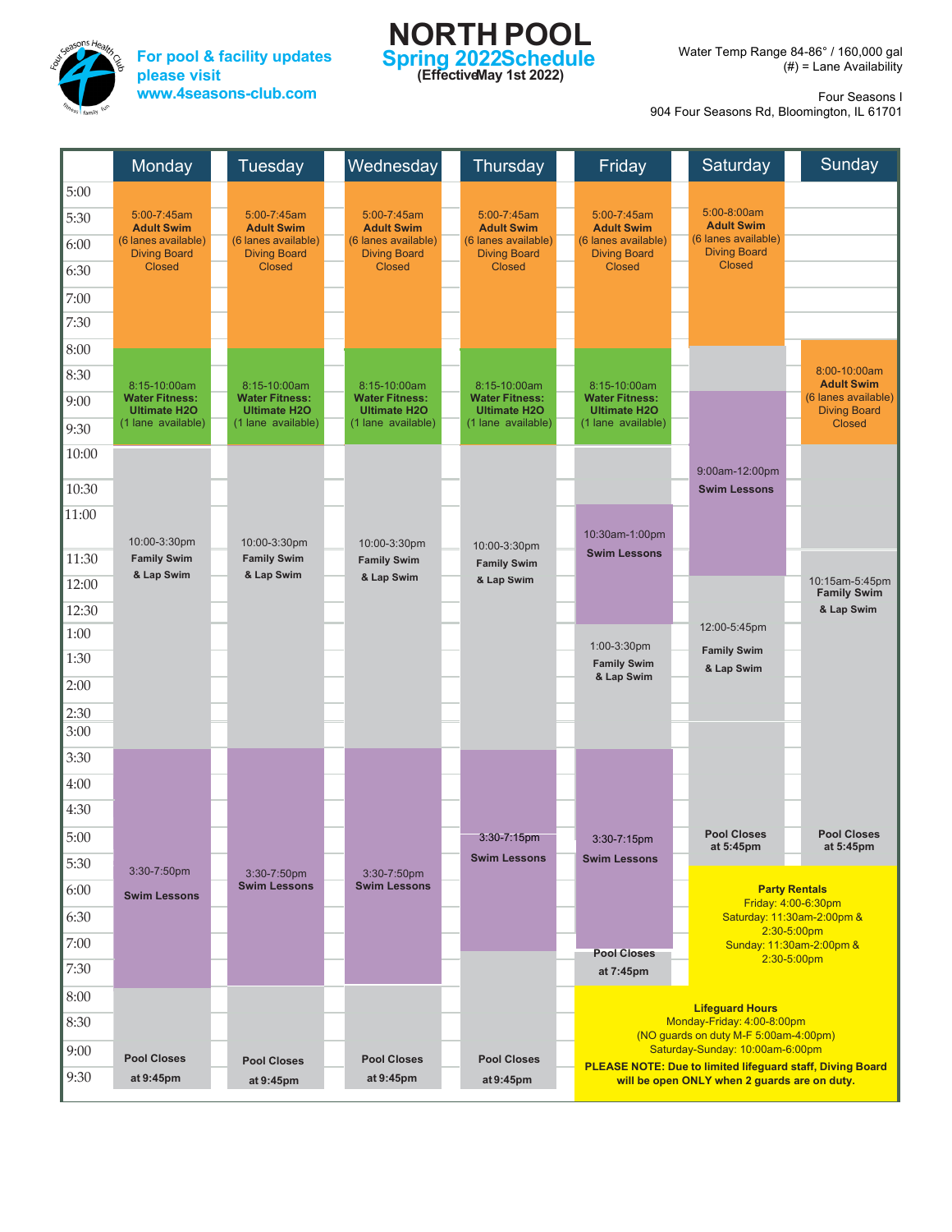For pool & facility updates please visit www.4seasons-club.com

# NORTH POOL

## Spring 2022Schedule

**(EffectiveMay 1st 2022)**

Water Temp Range 84-86° / 160,000 gal
(#) = Lane Availability

Four Seasons I
904 Four Seasons Rd, Bloomington, IL 61701

| Day | Schedule |
|---|---|
| Monday | 5:00-7:45am **Adult Swim** (6 lanes available) Diving Board Closed; 8:15-10:00am **Water Fitness: Ultimate H2O** (1 lane available); 10:00-3:30pm **Family Swim & Lap Swim**; 3:30-7:50pm **Swim Lessons**; **Pool Closes at 9:45pm** |
| Tuesday | 5:00-7:45am **Adult Swim** (6 lanes available) Diving Board Closed; 8:15-10:00am **Water Fitness: Ultimate H2O** (1 lane available); 10:00-3:30pm **Family Swim & Lap Swim**; 3:30-7:50pm **Swim Lessons**; **Pool Closes at 9:45pm** |
| Wednesday | 5:00-7:45am **Adult Swim** (6 lanes available) Diving Board Closed; 8:15-10:00am **Water Fitness: Ultimate H2O** (1 lane available); 10:00-3:30pm **Family Swim & Lap Swim**; 3:30-7:50pm **Swim Lessons**; **Pool Closes at 9:45pm** |
| Thursday | 5:00-7:45am **Adult Swim** (6 lanes available) Diving Board Closed; 8:15-10:00am **Water Fitness: Ultimate H2O** (1 lane available); 10:00-3:30pm **Family Swim & Lap Swim**; 3:30-7:15pm **Swim Lessons**; **Pool Closes at 9:45pm** |
| Friday | 5:00-7:45am **Adult Swim** (6 lanes available) Diving Board Closed; 8:15-10:00am **Water Fitness: Ultimate H2O** (1 lane available); 10:30am-1:00pm **Swim Lessons**; 1:00-3:30pm **Family Swim & Lap Swim**; 3:30-7:15pm **Swim Lessons**; **Pool Closes at 7:45pm** |
| Saturday | 5:00-8:00am **Adult Swim** (6 lanes available) Diving Board Closed; 9:00am-12:00pm **Swim Lessons**; 12:00-5:45pm **Family Swim & Lap Swim**; **Pool Closes at 5:45pm** |
| Sunday | 8:00-10:00am **Adult Swim** (6 lanes available) Diving Board Closed; 10:15am-5:45pm **Family Swim & Lap Swim**; **Pool Closes at 5:45pm** |

**Party Rentals**
Friday: 4:00-6:30pm
Saturday: 11:30am-2:00pm & 2:30-5:00pm
Sunday: 11:30am-2:00pm & 2:30-5:00pm

**Lifeguard Hours**
Monday-Friday: 4:00-8:00pm
(NO guards on duty M-F 5:00am-4:00pm)
Saturday-Sunday: 10:00am-6:00pm

**PLEASE NOTE: Due to limited lifeguard staff, Diving Board will be open ONLY when 2 guards are on duty.**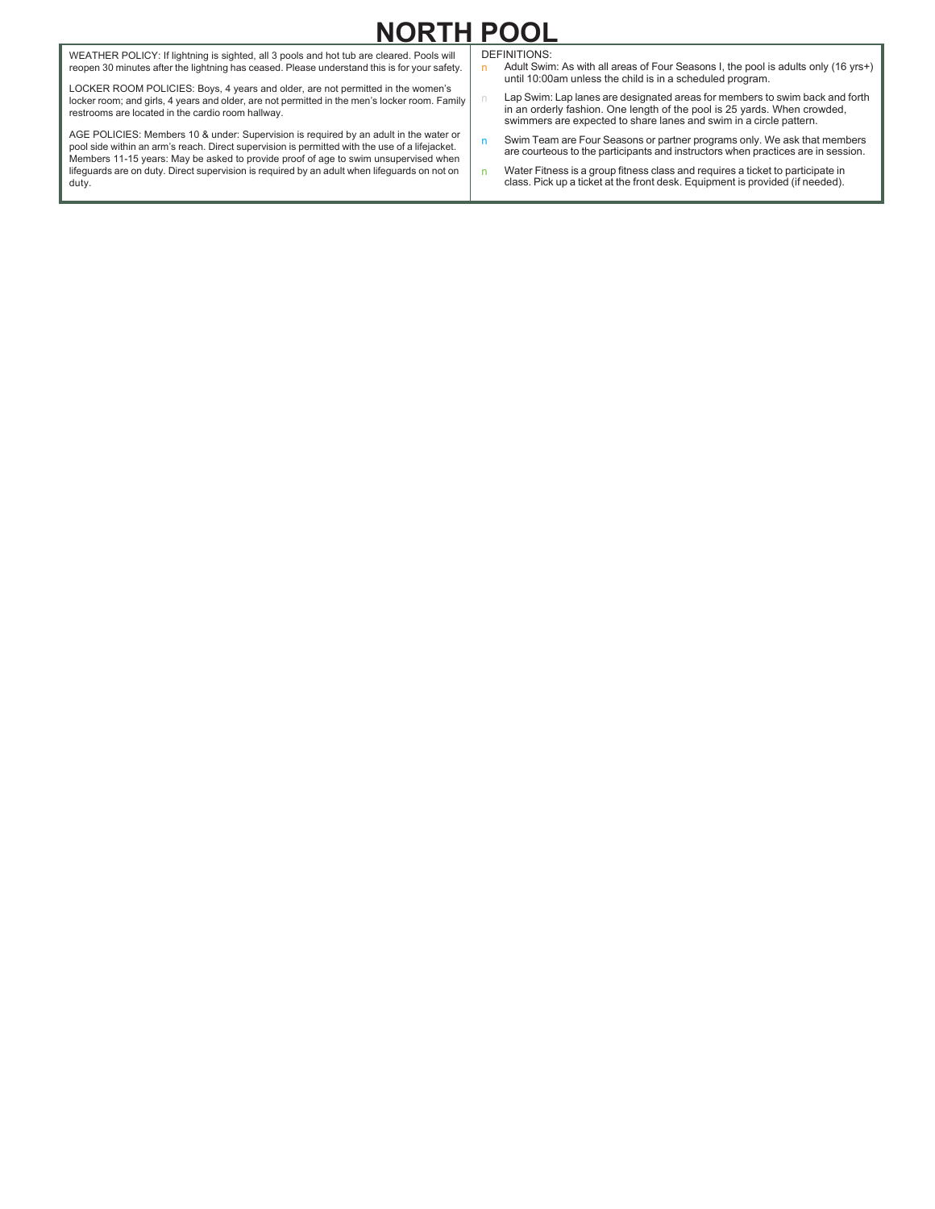# NORTH POOL

WEATHER POLICY: If lightning is sighted, all 3 pools and hot tub are cleared. Pools will reopen 30 minutes after the lightning has ceased. Please understand this is for your safety.

LOCKER ROOM POLICIES: Boys, 4 years and older, are not permitted in the women's locker room; and girls, 4 years and older, are not permitted in the men's locker room. Family restrooms are located in the cardio room hallway.

AGE POLICIES: Members 10 & under: Supervision is required by an adult in the water or pool side within an arm's reach. Direct supervision is permitted with the use of a lifejacket. Members 11-15 years: May be asked to provide proof of age to swim unsupervised when lifeguards are on duty. Direct supervision is required by an adult when lifeguards on not on duty.

DEFINITIONS:

- Adult Swim: As with all areas of Four Seasons I, the pool is adults only (16 yrs+) until 10:00am unless the child is in a scheduled program.
- Lap Swim: Lap lanes are designated areas for members to swim back and forth in an orderly fashion. One length of the pool is 25 yards. When crowded, swimmers are expected to share lanes and swim in a circle pattern.
- Swim Team are Four Seasons or partner programs only. We ask that members are courteous to the participants and instructors when practices are in session.
- Water Fitness is a group fitness class and requires a ticket to participate in class. Pick up a ticket at the front desk. Equipment is provided (if needed).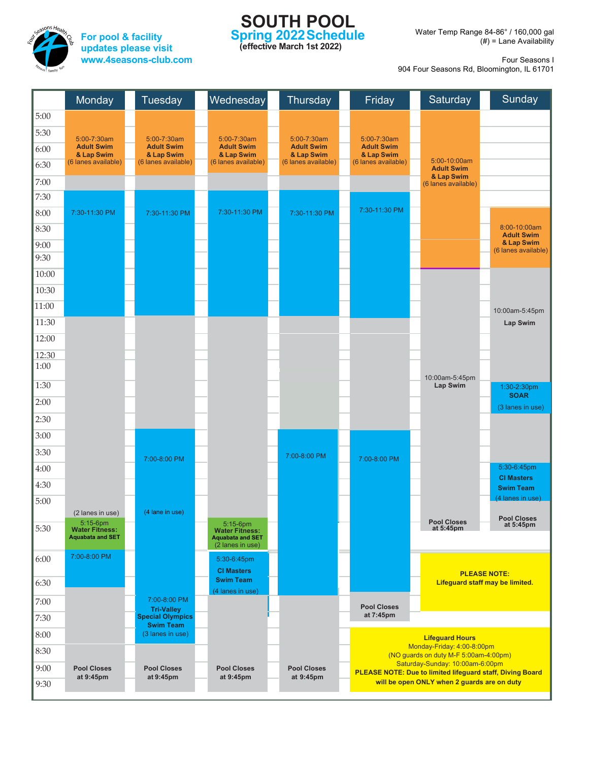# SOUTH POOL

## Spring 2022 Schedule

**(effective March 1st 2022)**

For pool & facility updates please visit www.4seasons-club.com

Water Temp Range 84-86° / 160,000 gal
(#) = Lane Availability

Four Seasons I
904 Four Seasons Rd, Bloomington, IL 61701

| Monday | Tuesday | Wednesday | Thursday | Friday | Saturday | Sunday |
|---|---|---|---|---|---|---|
| 5:00-7:30am **Adult Swim & Lap Swim** (6 lanes available) | 5:00-7:30am **Adult Swim & Lap Swim** (6 lanes available) | 5:00-7:30am **Adult Swim & Lap Swim** (6 lanes available) | 5:00-7:30am **Adult Swim & Lap Swim** (6 lanes available) | 5:00-7:30am **Adult Swim & Lap Swim** (6 lanes available) | 5:00-10:00am **Adult Swim & Lap Swim** (6 lanes available) | 8:00-10:00am **Adult Swim & Lap Swim** (6 lanes available) |
| 7:30-11:30 PM | 7:30-11:30 PM | 7:30-11:30 PM | 7:30-11:30 PM | 7:30-11:30 PM | 10:00am-5:45pm **Lap Swim** | 10:00am-5:45pm **Lap Swim** |
| (2 lanes in use) | 7:00-8:00 PM (4 lane in use) | 5:15-6pm **Water Fitness: Aquabata and SET** (2 lanes in use) | 7:00-8:00 PM | 7:00-8:00 PM | **Pool Closes at 5:45pm** | 1:30-2:30pm **SOAR** (3 lanes in use) |
| 5:15-6pm **Water Fitness: Aquabata and SET** | 7:00-8:00 PM **Tri-Valley Special Olympics Swim Team** (3 lanes in use) | 5:30-6:45pm **CI Masters Swim Team** (4 lanes in use) | **Pool Closes at 9:45pm** | **Pool Closes at 7:45pm** | | 5:30-6:45pm **CI Masters Swim Team** (4 lanes in use) |
| 7:00-8:00 PM | **Pool Closes at 9:45pm** | **Pool Closes at 9:45pm** | | | | **Pool Closes at 5:45pm** |
| **Pool Closes at 9:45pm** | | | | | | |

**PLEASE NOTE: Lifeguard staff may be limited.**

**Lifeguard Hours**
Monday-Friday: 4:00-8:00pm
(NO guards on duty M-F 5:00am-4:00pm)
Saturday-Sunday: 10:00am-6:00pm
**PLEASE NOTE: Due to limited lifeguard staff, Diving Board will be open ONLY when 2 guards are on duty**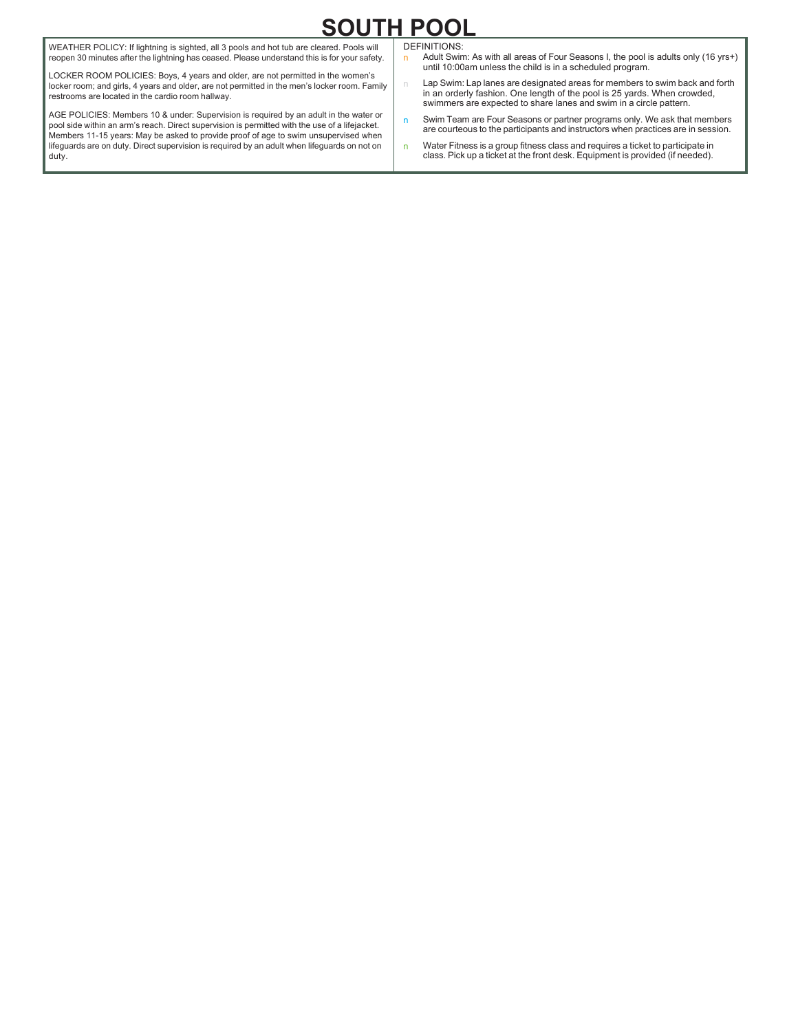# SOUTH POOL

WEATHER POLICY: If lightning is sighted, all 3 pools and hot tub are cleared. Pools will reopen 30 minutes after the lightning has ceased. Please understand this is for your safety.

LOCKER ROOM POLICIES: Boys, 4 years and older, are not permitted in the women's locker room; and girls, 4 years and older, are not permitted in the men's locker room. Family restrooms are located in the cardio room hallway.

AGE POLICIES: Members 10 & under: Supervision is required by an adult in the water or pool side within an arm's reach. Direct supervision is permitted with the use of a lifejacket. Members 11-15 years: May be asked to provide proof of age to swim unsupervised when lifeguards are on duty. Direct supervision is required by an adult when lifeguards on not on duty.

DEFINITIONS:

- Adult Swim: As with all areas of Four Seasons I, the pool is adults only (16 yrs+) until 10:00am unless the child is in a scheduled program.
- Lap Swim: Lap lanes are designated areas for members to swim back and forth in an orderly fashion. One length of the pool is 25 yards. When crowded, swimmers are expected to share lanes and swim in a circle pattern.
- Swim Team are Four Seasons or partner programs only. We ask that members are courteous to the participants and instructors when practices are in session.
- Water Fitness is a group fitness class and requires a ticket to participate in class. Pick up a ticket at the front desk. Equipment is provided (if needed).